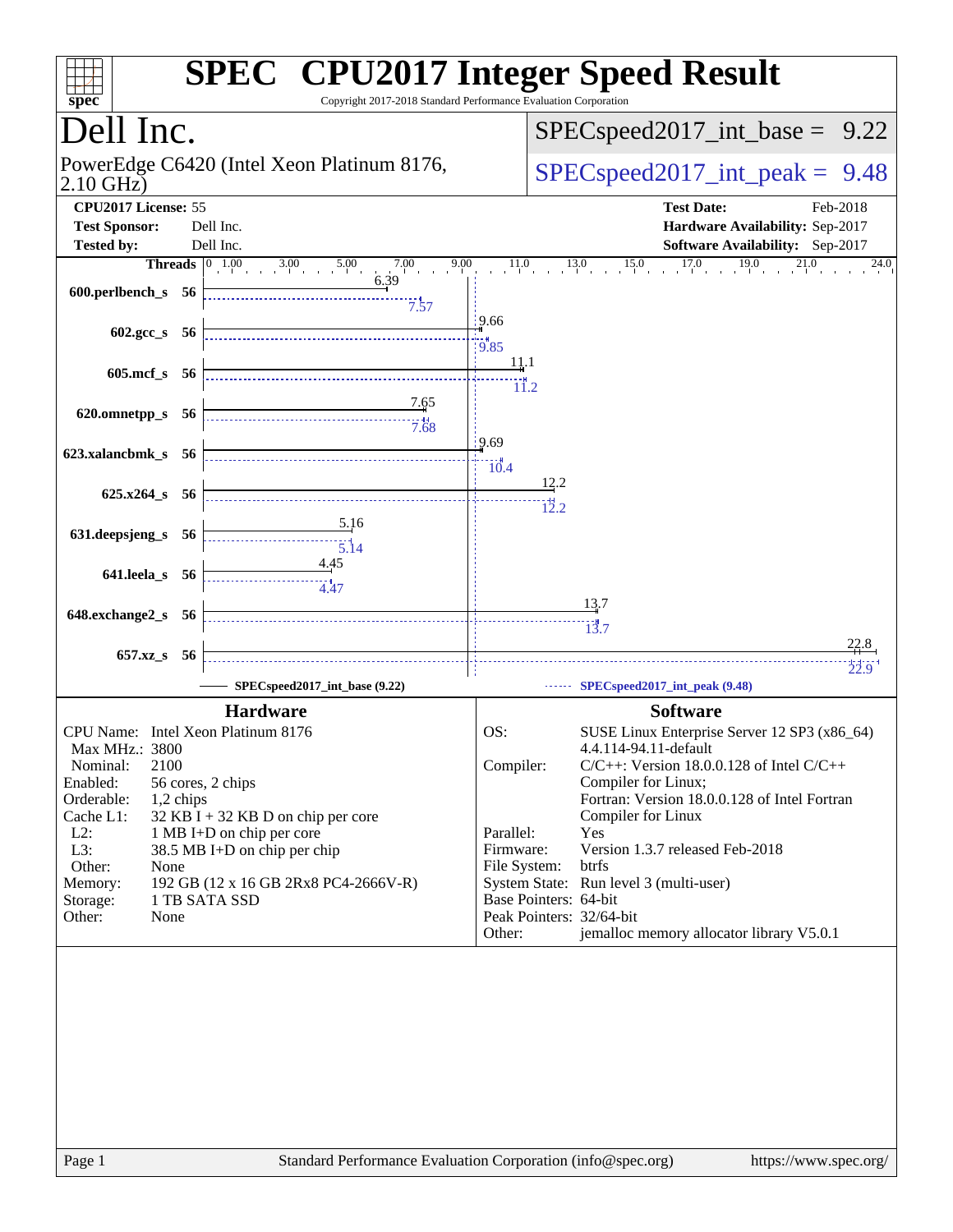# SPEC CPU2017 Integer Speed Result

Copyright 2017-2018 Standard Performance Evaluation Corporation

## Dell Inc.

PowerEdge C6420 (Intel Xeon Platinum 8176, 2.10 GHz)

SPECspeed2017_int_base = 9.22

SPECspeed2017_int_peak = 9.48

**CPU2017 License:** 55
**Test Sponsor:** Dell Inc.
**Tested by:** Dell Inc.

**Test Date:** Feb-2018
**Hardware Availability:** Sep-2017
**Software Availability:** Sep-2017

| Benchmark | Threads | Base | Peak |
|---|---|---|---|
| 600.perlbench_s | 56 | 6.39 | 7.57 |
| 602.gcc_s | 56 | 9.66 | 9.85 |
| 605.mcf_s | 56 | 11.1 | 11.2 |
| 620.omnetpp_s | 56 | 7.65 | 7.68 |
| 623.xalancbmk_s | 56 | 9.69 | 10.4 |
| 625.x264_s | 56 | 12.2 | 12.2 |
| 631.deepsjeng_s | 56 | 5.16 | 5.14 |
| 641.leela_s | 56 | 4.45 | 4.47 |
| 648.exchange2_s | 56 | 13.7 | 13.7 |
| 657.xz_s | 56 | 22.8 | 22.9 |

SPECspeed2017_int_base (9.22) ------ SPECspeed2017_int_peak (9.48)

### Hardware

| | |
|---|---|
| CPU Name: | Intel Xeon Platinum 8176 |
| Max MHz.: | 3800 |
| Nominal: | 2100 |
| Enabled: | 56 cores, 2 chips |
| Orderable: | 1,2 chips |
| Cache L1: | 32 KB I + 32 KB D on chip per core |
| L2: | 1 MB I+D on chip per core |
| L3: | 38.5 MB I+D on chip per chip |
| Other: | None |
| Memory: | 192 GB (12 x 16 GB 2Rx8 PC4-2666V-R) |
| Storage: | 1 TB SATA SSD |
| Other: | None |

### Software

| | |
|---|---|
| OS: | SUSE Linux Enterprise Server 12 SP3 (x86_64) 4.4.114-94.11-default |
| Compiler: | C/C++: Version 18.0.0.128 of Intel C/C++ Compiler for Linux; Fortran: Version 18.0.0.128 of Intel Fortran Compiler for Linux |
| Parallel: | Yes |
| Firmware: | Version 1.3.7 released Feb-2018 |
| File System: | btrfs |
| System State: | Run level 3 (multi-user) |
| Base Pointers: | 64-bit |
| Peak Pointers: | 32/64-bit |
| Other: | jemalloc memory allocator library V5.0.1 |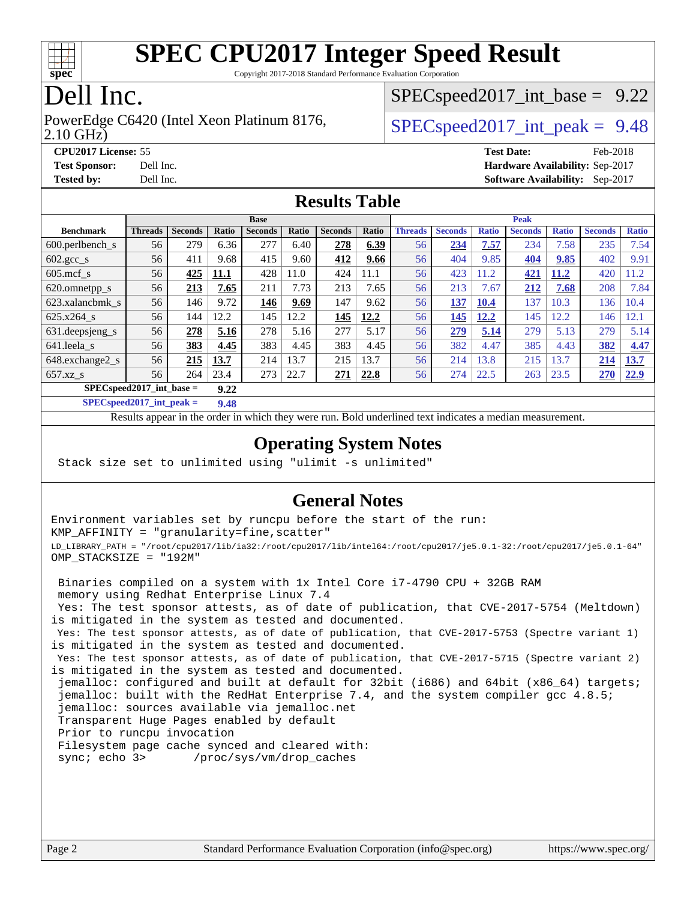# SPEC CPU2017 Integer Speed Result

Copyright 2017-2018 Standard Performance Evaluation Corporation

## Dell Inc.

PowerEdge C6420 (Intel Xeon Platinum 8176, 2.10 GHz)

SPECspeed2017_int_base = 9.22

SPECspeed2017_int_peak = 9.48

**CPU2017 License:** 55
**Test Sponsor:** Dell Inc.
**Tested by:** Dell Inc.
**Test Date:** Feb-2018
**Hardware Availability:** Sep-2017
**Software Availability:** Sep-2017

## Results Table

| Benchmark | Base | | | | | | | Peak | | | | | | |
|---|---|---|---|---|---|---|---|---|---|---|---|---|---|---|
| | Threads | Seconds | Ratio | Seconds | Ratio | Seconds | Ratio | Threads | Seconds | Ratio | Seconds | Ratio | Seconds | Ratio |
| 600.perlbench_s | 56 | 279 | 6.36 | 277 | 6.40 | **278** | **6.39** | 56 | **234** | **7.57** | 234 | 7.58 | 235 | 7.54 |
| 602.gcc_s | 56 | 411 | 9.68 | 415 | 9.60 | **412** | **9.66** | 56 | 404 | 9.85 | **404** | **9.85** | 402 | 9.91 |
| 605.mcf_s | 56 | **425** | **11.1** | 428 | 11.0 | 424 | 11.1 | 56 | 423 | 11.2 | **421** | **11.2** | 420 | 11.2 |
| 620.omnetpp_s | 56 | **213** | **7.65** | 211 | 7.73 | 213 | 7.65 | 56 | 213 | 7.67 | **212** | **7.68** | 208 | 7.84 |
| 623.xalancbmk_s | 56 | 146 | 9.72 | **146** | **9.69** | 147 | 9.62 | 56 | **137** | **10.4** | 137 | 10.3 | 136 | 10.4 |
| 625.x264_s | 56 | 144 | 12.2 | 145 | 12.2 | **145** | **12.2** | 56 | **145** | **12.2** | 145 | 12.2 | 146 | 12.1 |
| 631.deepsjeng_s | 56 | **278** | **5.16** | 278 | 5.16 | 277 | 5.17 | 56 | **279** | **5.14** | 279 | 5.13 | 279 | 5.14 |
| 641.leela_s | 56 | **383** | **4.45** | 383 | 4.45 | 383 | 4.45 | 56 | 382 | 4.47 | 385 | 4.43 | **382** | **4.47** |
| 648.exchange2_s | 56 | **215** | **13.7** | 214 | 13.7 | 215 | 13.7 | 56 | 214 | 13.8 | 215 | 13.7 | **214** | **13.7** |
| 657.xz_s | 56 | 264 | 23.4 | 273 | 22.7 | **271** | **22.8** | 56 | 274 | 22.5 | 263 | 23.5 | **270** | **22.9** |

**SPECspeed2017_int_base = 9.22**

**SPECspeed2017_int_peak = 9.48**

Results appear in the order in which they were run. Bold underlined text indicates a median measurement.

## Operating System Notes

```
Stack size set to unlimited using "ulimit -s unlimited"
```

## General Notes

```
Environment variables set by runcpu before the start of the run:
KMP_AFFINITY = "granularity=fine,scatter"
LD_LIBRARY_PATH = "/root/cpu2017/lib/ia32:/root/cpu2017/lib/intel64:/root/cpu2017/je5.0.1-32:/root/cpu2017/je5.0.1-64"
OMP_STACKSIZE = "192M"

 Binaries compiled on a system with 1x Intel Core i7-4790 CPU + 32GB RAM
 memory using Redhat Enterprise Linux 7.4
 Yes: The test sponsor attests, as of date of publication, that CVE-2017-5754 (Meltdown)
is mitigated in the system as tested and documented.
 Yes: The test sponsor attests, as of date of publication, that CVE-2017-5753 (Spectre variant 1)
is mitigated in the system as tested and documented.
 Yes: The test sponsor attests, as of date of publication, that CVE-2017-5715 (Spectre variant 2)
is mitigated in the system as tested and documented.
 jemalloc: configured and built at default for 32bit (i686) and 64bit (x86_64) targets;
 jemalloc: built with the RedHat Enterprise 7.4, and the system compiler gcc 4.8.5;
 jemalloc: sources available via jemalloc.net
 Transparent Huge Pages enabled by default
 Prior to runcpu invocation
 Filesystem page cache synced and cleared with:
 sync; echo 3>       /proc/sys/vm/drop_caches
```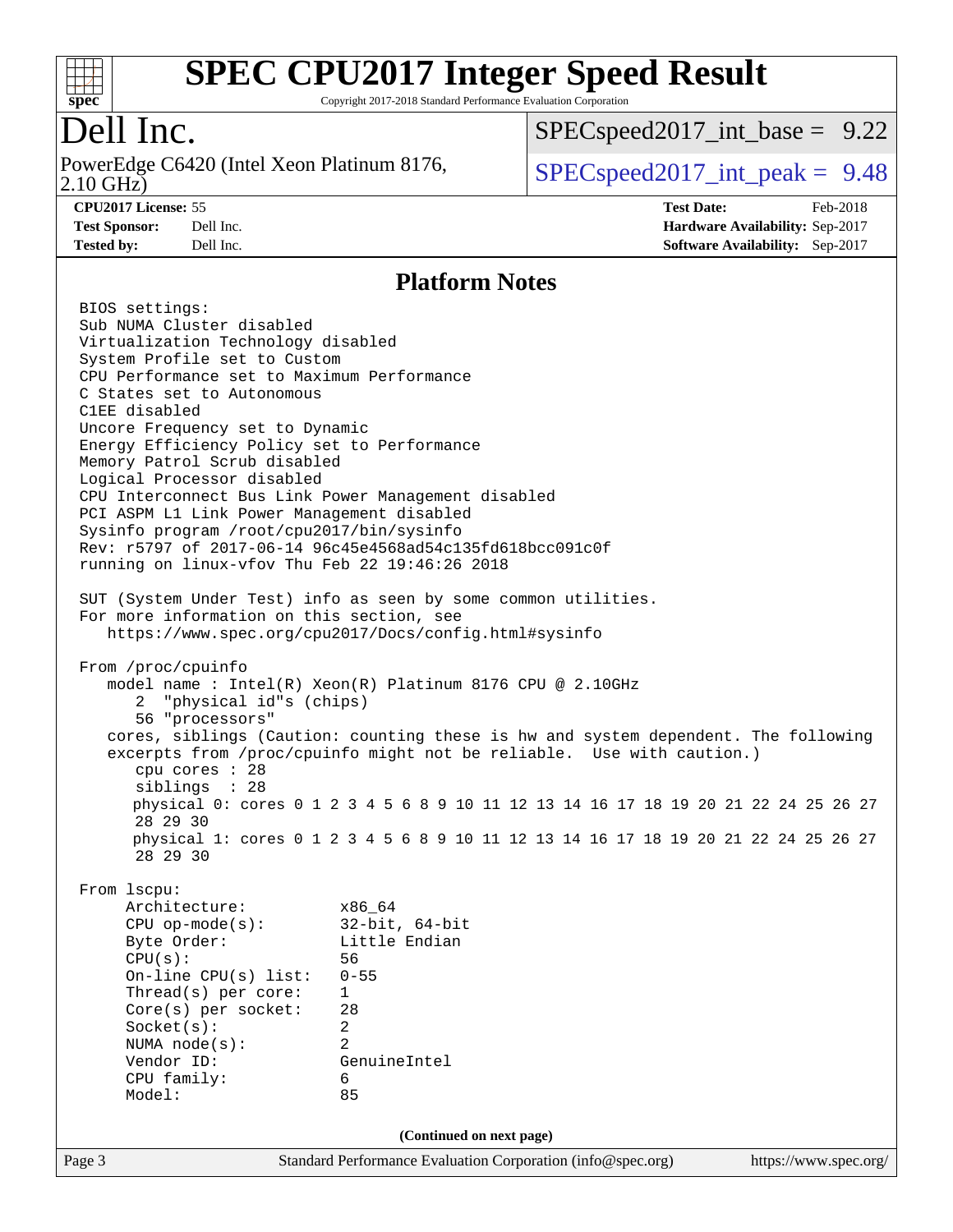# SPEC CPU2017 Integer Speed Result

Copyright 2017-2018 Standard Performance Evaluation Corporation

## Dell Inc.

PowerEdge C6420 (Intel Xeon Platinum 8176, 2.10 GHz)

SPECspeed2017_int_base = 9.22

SPECspeed2017_int_peak = 9.48

**CPU2017 License:** 55
**Test Sponsor:** Dell Inc.
**Tested by:** Dell Inc.

**Test Date:** Feb-2018
**Hardware Availability:** Sep-2017
**Software Availability:** Sep-2017

## Platform Notes

```
BIOS settings:
Sub NUMA Cluster disabled
Virtualization Technology disabled
System Profile set to Custom
CPU Performance set to Maximum Performance
C States set to Autonomous
C1EE disabled
Uncore Frequency set to Dynamic
Energy Efficiency Policy set to Performance
Memory Patrol Scrub disabled
Logical Processor disabled
CPU Interconnect Bus Link Power Management disabled
PCI ASPM L1 Link Power Management disabled
Sysinfo program /root/cpu2017/bin/sysinfo
Rev: r5797 of 2017-06-14 96c45e4568ad54c135fd618bcc091c0f
running on linux-vfov Thu Feb 22 19:46:26 2018

SUT (System Under Test) info as seen by some common utilities.
For more information on this section, see
   https://www.spec.org/cpu2017/Docs/config.html#sysinfo

From /proc/cpuinfo
   model name : Intel(R) Xeon(R) Platinum 8176 CPU @ 2.10GHz
      2  "physical id"s (chips)
      56 "processors"
   cores, siblings (Caution: counting these is hw and system dependent. The following
   excerpts from /proc/cpuinfo might not be reliable.  Use with caution.)
      cpu cores : 28
      siblings  : 28
      physical 0: cores 0 1 2 3 4 5 6 8 9 10 11 12 13 14 16 17 18 19 20 21 22 24 25 26 27
      28 29 30
      physical 1: cores 0 1 2 3 4 5 6 8 9 10 11 12 13 14 16 17 18 19 20 21 22 24 25 26 27
      28 29 30

From lscpu:
     Architecture:          x86_64
     CPU op-mode(s):        32-bit, 64-bit
     Byte Order:            Little Endian
     CPU(s):                56
     On-line CPU(s) list:   0-55
     Thread(s) per core:    1
     Core(s) per socket:    28
     Socket(s):             2
     NUMA node(s):          2
     Vendor ID:             GenuineIntel
     CPU family:            6
     Model:                 85
```

(Continued on next page)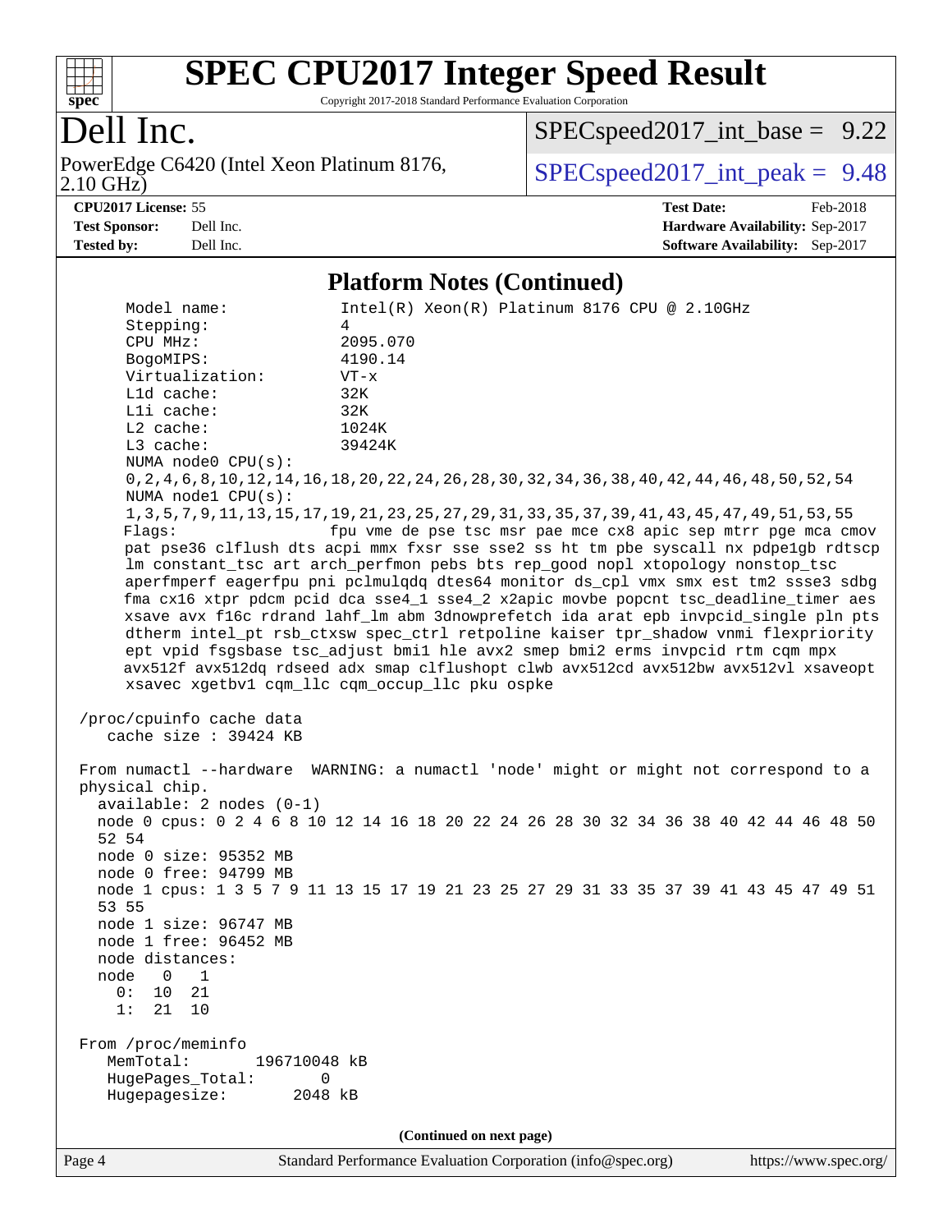# SPEC CPU2017 Integer Speed Result

Copyright 2017-2018 Standard Performance Evaluation Corporation

# Dell Inc.

PowerEdge C6420 (Intel Xeon Platinum 8176, 2.10 GHz)

SPECspeed2017_int_base = 9.22

SPECspeed2017_int_peak = 9.48

**CPU2017 License:** 55
**Test Sponsor:** Dell Inc.
**Tested by:** Dell Inc.

**Test Date:** Feb-2018
**Hardware Availability:** Sep-2017
**Software Availability:** Sep-2017

## Platform Notes (Continued)

```
     Model name:            Intel(R) Xeon(R) Platinum 8176 CPU @ 2.10GHz
     Stepping:              4
     CPU MHz:               2095.070
     BogoMIPS:              4190.14
     Virtualization:        VT-x
     L1d cache:             32K
     L1i cache:             32K
     L2 cache:              1024K
     L3 cache:              39424K
     NUMA node0 CPU(s):
     0,2,4,6,8,10,12,14,16,18,20,22,24,26,28,30,32,34,36,38,40,42,44,46,48,50,52,54
     NUMA node1 CPU(s):
     1,3,5,7,9,11,13,15,17,19,21,23,25,27,29,31,33,35,37,39,41,43,45,47,49,51,53,55
     Flags:                 fpu vme de pse tsc msr pae mce cx8 apic sep mtrr pge mca cmov
     pat pse36 clflush dts acpi mmx fxsr sse sse2 ss ht tm pbe syscall nx pdpe1gb rdtscp
     lm constant_tsc art arch_perfmon pebs bts rep_good nopl xtopology nonstop_tsc
     aperfmperf eagerfpu pni pclmulqdq dtes64 monitor ds_cpl vmx smx est tm2 ssse3 sdbg
     fma cx16 xtpr pdcm pcid dca sse4_1 sse4_2 x2apic movbe popcnt tsc_deadline_timer aes
     xsave avx f16c rdrand lahf_lm abm 3dnowprefetch ida arat epb invpcid_single pln pts
     dtherm intel_pt rsb_ctxsw spec_ctrl retpoline kaiser tpr_shadow vnmi flexpriority
     ept vpid fsgsbase tsc_adjust bmi1 hle avx2 smep bmi2 erms invpcid rtm cqm mpx
     avx512f avx512dq rdseed adx smap clflushopt clwb avx512cd avx512bw avx512vl xsaveopt
     xsavec xgetbv1 cqm_llc cqm_occup_llc pku ospke

 /proc/cpuinfo cache data
    cache size : 39424 KB

 From numactl --hardware  WARNING: a numactl 'node' might or might not correspond to a
 physical chip.
   available: 2 nodes (0-1)
   node 0 cpus: 0 2 4 6 8 10 12 14 16 18 20 22 24 26 28 30 32 34 36 38 40 42 44 46 48 50
   52 54
   node 0 size: 95352 MB
   node 0 free: 94799 MB
   node 1 cpus: 1 3 5 7 9 11 13 15 17 19 21 23 25 27 29 31 33 35 37 39 41 43 45 47 49 51
   53 55
   node 1 size: 96747 MB
   node 1 free: 96452 MB
   node distances:
   node   0   1
     0:  10  21
     1:  21  10

 From /proc/meminfo
    MemTotal:       196710048 kB
    HugePages_Total:       0
    Hugepagesize:       2048 kB
```

(Continued on next page)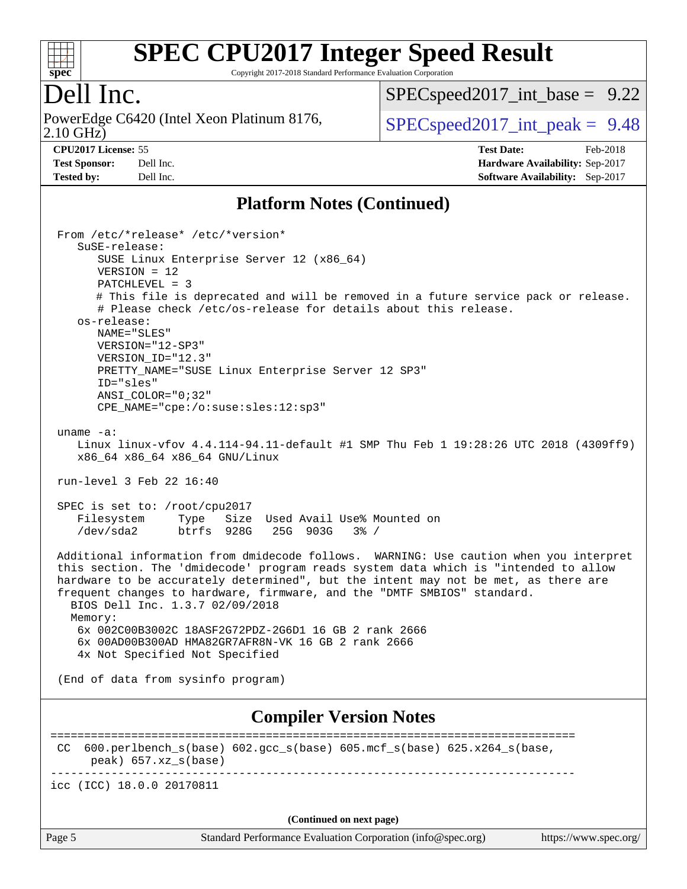## Platform Notes (Continued)

```
From /etc/*release* /etc/*version*
   SuSE-release:
      SUSE Linux Enterprise Server 12 (x86_64)
      VERSION = 12
      PATCHLEVEL = 3
      # This file is deprecated and will be removed in a future service pack or release.
      # Please check /etc/os-release for details about this release.
   os-release:
      NAME="SLES"
      VERSION="12-SP3"
      VERSION_ID="12.3"
      PRETTY_NAME="SUSE Linux Enterprise Server 12 SP3"
      ID="sles"
      ANSI_COLOR="0;32"
      CPE_NAME="cpe:/o:suse:sles:12:sp3"

uname -a:
   Linux linux-vfov 4.4.114-94.11-default #1 SMP Thu Feb 1 19:28:26 UTC 2018 (4309ff9)
   x86_64 x86_64 x86_64 GNU/Linux

run-level 3 Feb 22 16:40

SPEC is set to: /root/cpu2017
   Filesystem     Type   Size  Used Avail Use% Mounted on
   /dev/sda2      btrfs  928G   25G  903G   3% /

Additional information from dmidecode follows.  WARNING: Use caution when you interpret
this section. The 'dmidecode' program reads system data which is "intended to allow
hardware to be accurately determined", but the intent may not be met, as there are
frequent changes to hardware, firmware, and the "DMTF SMBIOS" standard.
  BIOS Dell Inc. 1.3.7 02/09/2018
  Memory:
   6x 002C00B3002C 18ASF2G72PDZ-2G6D1 16 GB 2 rank 2666
   6x 00AD00B300AD HMA82GR7AFR8N-VK 16 GB 2 rank 2666
   4x Not Specified Not Specified

(End of data from sysinfo program)
```

## Compiler Version Notes

```
==============================================================================
 CC  600.perlbench_s(base) 602.gcc_s(base) 605.mcf_s(base) 625.x264_s(base,
      peak) 657.xz_s(base)
------------------------------------------------------------------------------
icc (ICC) 18.0.0 20170811
```

(Continued on next page)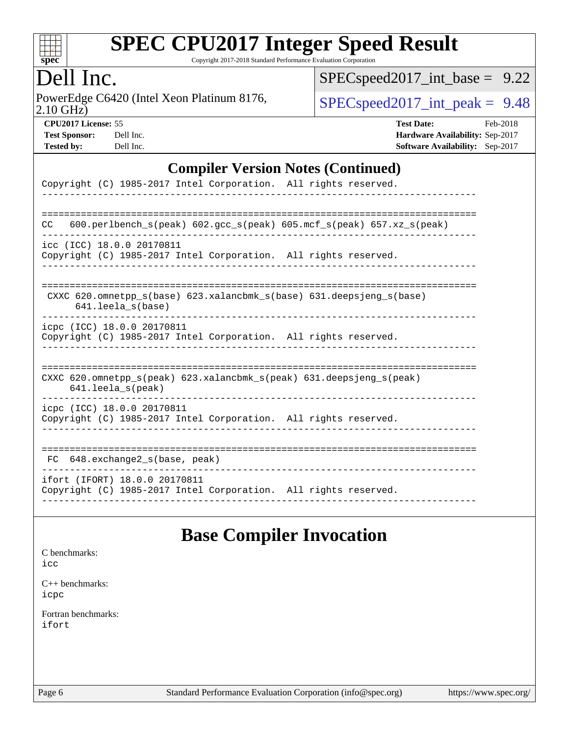# SPEC CPU2017 Integer Speed Result

Copyright 2017-2018 Standard Performance Evaluation Corporation

## Dell Inc.

PowerEdge C6420 (Intel Xeon Platinum 8176, 2.10 GHz)

SPECspeed2017_int_base = 9.22

SPECspeed2017_int_peak = 9.48

**CPU2017 License:** 55
**Test Sponsor:** Dell Inc.
**Tested by:** Dell Inc.

**Test Date:** Feb-2018
**Hardware Availability:** Sep-2017
**Software Availability:** Sep-2017

## Compiler Version Notes (Continued)

```
Copyright (C) 1985-2017 Intel Corporation.  All rights reserved.
------------------------------------------------------------------------------

==============================================================================
CC   600.perlbench_s(peak) 602.gcc_s(peak) 605.mcf_s(peak) 657.xz_s(peak)
------------------------------------------------------------------------------
icc (ICC) 18.0.0 20170811
Copyright (C) 1985-2017 Intel Corporation.  All rights reserved.
------------------------------------------------------------------------------

==============================================================================
 CXXC 620.omnetpp_s(base) 623.xalancbmk_s(base) 631.deepsjeng_s(base)
      641.leela_s(base)
------------------------------------------------------------------------------
icpc (ICC) 18.0.0 20170811
Copyright (C) 1985-2017 Intel Corporation.  All rights reserved.
------------------------------------------------------------------------------

==============================================================================
CXXC 620.omnetpp_s(peak) 623.xalancbmk_s(peak) 631.deepsjeng_s(peak)
     641.leela_s(peak)
------------------------------------------------------------------------------
icpc (ICC) 18.0.0 20170811
Copyright (C) 1985-2017 Intel Corporation.  All rights reserved.
------------------------------------------------------------------------------

==============================================================================
 FC  648.exchange2_s(base, peak)
------------------------------------------------------------------------------
ifort (IFORT) 18.0.0 20170811
Copyright (C) 1985-2017 Intel Corporation.  All rights reserved.
------------------------------------------------------------------------------
```

## Base Compiler Invocation

C benchmarks:
icc

C++ benchmarks:
icpc

Fortran benchmarks:
ifort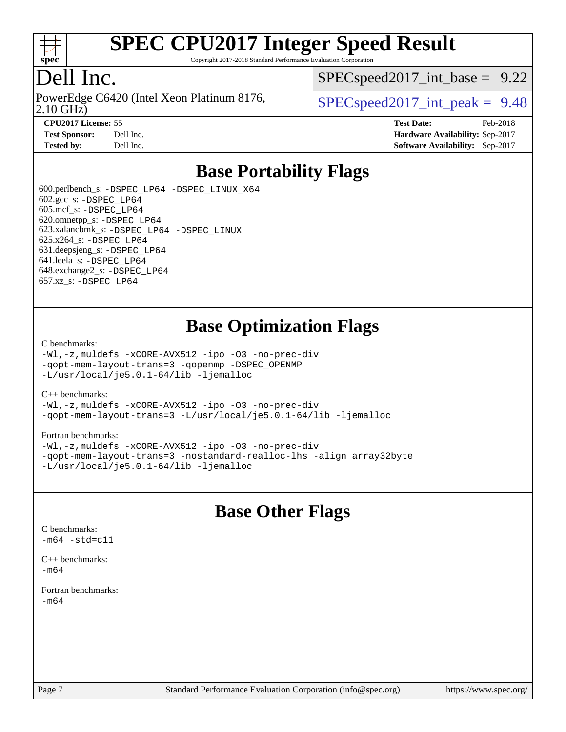# SPEC CPU2017 Integer Speed Result

Copyright 2017-2018 Standard Performance Evaluation Corporation

## Dell Inc.

PowerEdge C6420 (Intel Xeon Platinum 8176, 2.10 GHz)

SPECspeed2017_int_base = 9.22

SPECspeed2017_int_peak = 9.48

**CPU2017 License:** 55
**Test Sponsor:** Dell Inc.
**Tested by:** Dell Inc.

**Test Date:** Feb-2018
**Hardware Availability:** Sep-2017
**Software Availability:** Sep-2017

## Base Portability Flags

600.perlbench_s: -DSPEC_LP64 -DSPEC_LINUX_X64
602.gcc_s: -DSPEC_LP64
605.mcf_s: -DSPEC_LP64
620.omnetpp_s: -DSPEC_LP64
623.xalancbmk_s: -DSPEC_LP64 -DSPEC_LINUX
625.x264_s: -DSPEC_LP64
631.deepsjeng_s: -DSPEC_LP64
641.leela_s: -DSPEC_LP64
648.exchange2_s: -DSPEC_LP64
657.xz_s: -DSPEC_LP64

## Base Optimization Flags

C benchmarks:
-Wl,-z,muldefs -xCORE-AVX512 -ipo -O3 -no-prec-div
-qopt-mem-layout-trans=3 -qopenmp -DSPEC_OPENMP
-L/usr/local/je5.0.1-64/lib -ljemalloc

C++ benchmarks:
-Wl,-z,muldefs -xCORE-AVX512 -ipo -O3 -no-prec-div
-qopt-mem-layout-trans=3 -L/usr/local/je5.0.1-64/lib -ljemalloc

Fortran benchmarks:
-Wl,-z,muldefs -xCORE-AVX512 -ipo -O3 -no-prec-div
-qopt-mem-layout-trans=3 -nostandard-realloc-lhs -align array32byte
-L/usr/local/je5.0.1-64/lib -ljemalloc

## Base Other Flags

C benchmarks:
-m64 -std=c11

C++ benchmarks:
-m64

Fortran benchmarks:
-m64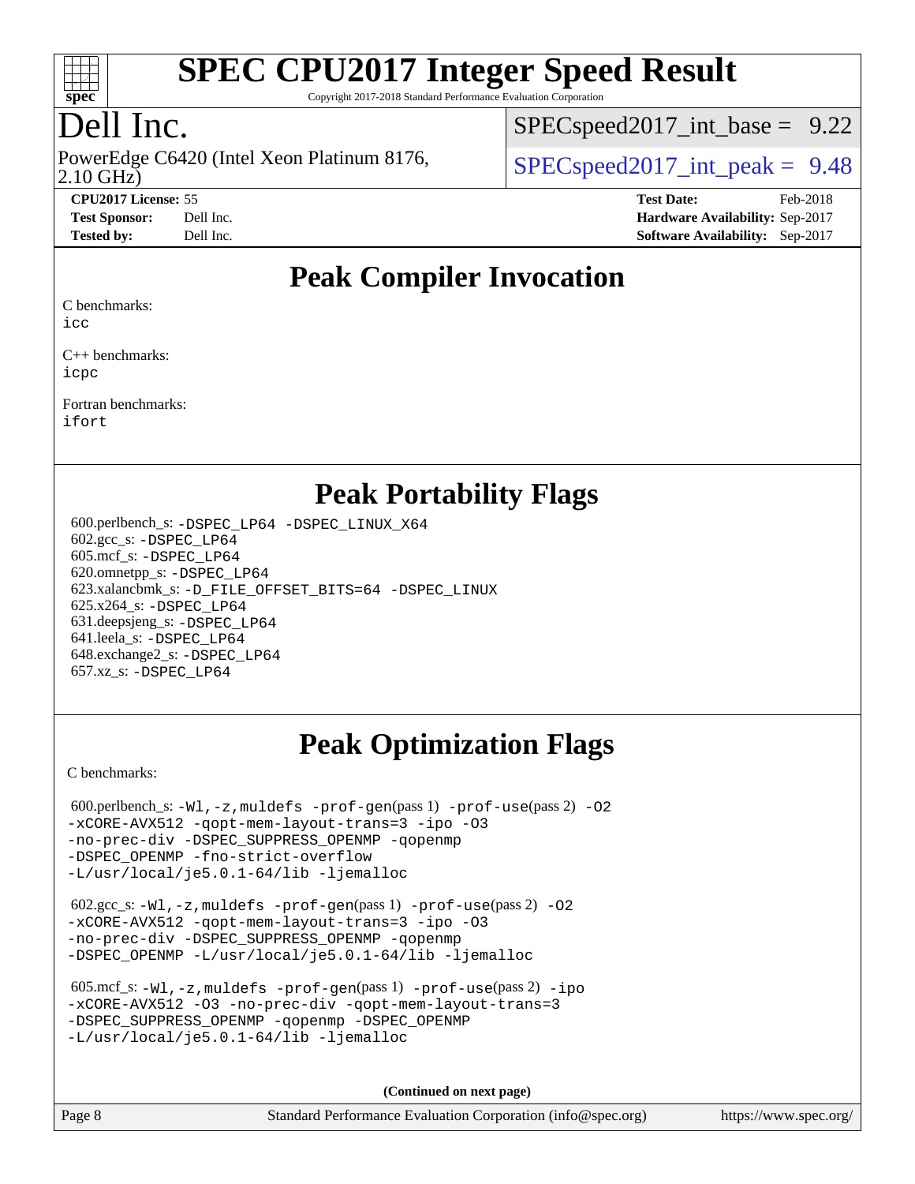# Peak Compiler Invocation

C benchmarks:
icc

C++ benchmarks:
icpc

Fortran benchmarks:
ifort

# Peak Portability Flags

600.perlbench_s: -DSPEC_LP64 -DSPEC_LINUX_X64
602.gcc_s: -DSPEC_LP64
605.mcf_s: -DSPEC_LP64
620.omnetpp_s: -DSPEC_LP64
623.xalancbmk_s: -D_FILE_OFFSET_BITS=64 -DSPEC_LINUX
625.x264_s: -DSPEC_LP64
631.deepsjeng_s: -DSPEC_LP64
641.leela_s: -DSPEC_LP64
648.exchange2_s: -DSPEC_LP64
657.xz_s: -DSPEC_LP64

# Peak Optimization Flags

C benchmarks:

600.perlbench_s: -Wl,-z,muldefs -prof-gen(pass 1) -prof-use(pass 2) -O2 -xCORE-AVX512 -qopt-mem-layout-trans=3 -ipo -O3 -no-prec-div -DSPEC_SUPPRESS_OPENMP -qopenmp -DSPEC_OPENMP -fno-strict-overflow -L/usr/local/je5.0.1-64/lib -ljemalloc

602.gcc_s: -Wl,-z,muldefs -prof-gen(pass 1) -prof-use(pass 2) -O2 -xCORE-AVX512 -qopt-mem-layout-trans=3 -ipo -O3 -no-prec-div -DSPEC_SUPPRESS_OPENMP -qopenmp -DSPEC_OPENMP -L/usr/local/je5.0.1-64/lib -ljemalloc

605.mcf_s: -Wl,-z,muldefs -prof-gen(pass 1) -prof-use(pass 2) -ipo -xCORE-AVX512 -O3 -no-prec-div -qopt-mem-layout-trans=3 -DSPEC_SUPPRESS_OPENMP -qopenmp -DSPEC_OPENMP -L/usr/local/je5.0.1-64/lib -ljemalloc

(Continued on next page)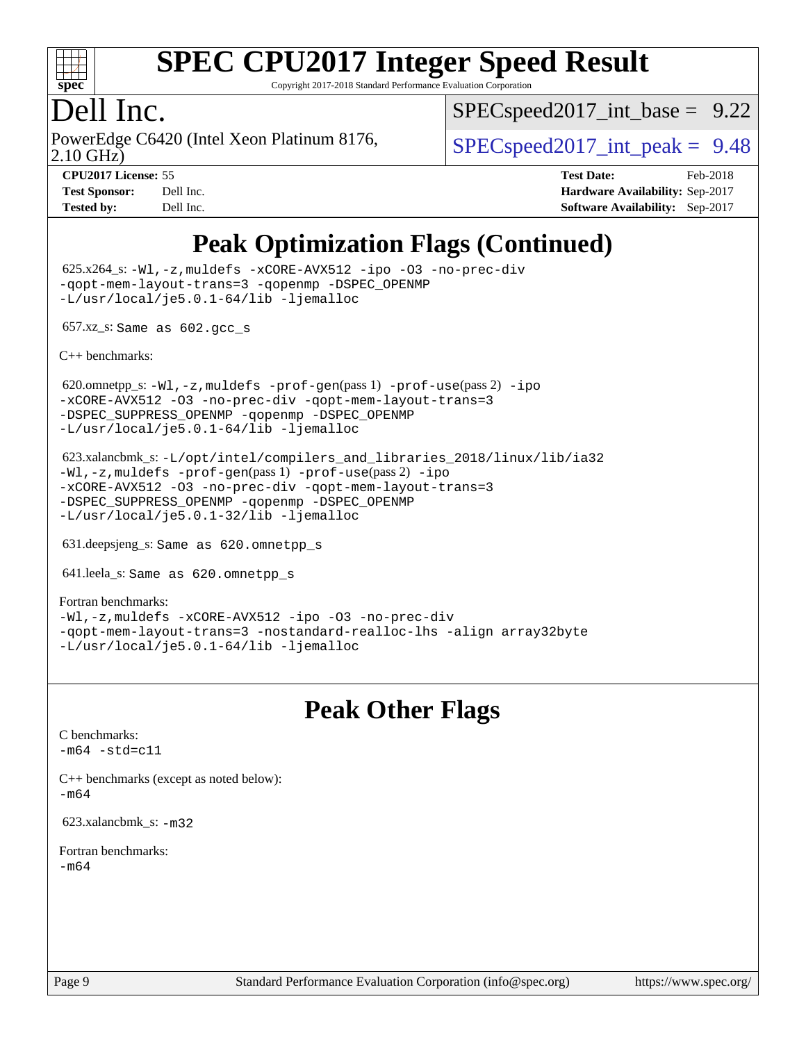# SPEC CPU2017 Integer Speed Result

Copyright 2017-2018 Standard Performance Evaluation Corporation

## Dell Inc.

PowerEdge C6420 (Intel Xeon Platinum 8176, 2.10 GHz)

SPECspeed2017_int_base = 9.22

SPECspeed2017_int_peak = 9.48

**CPU2017 License:** 55
**Test Sponsor:** Dell Inc.
**Tested by:** Dell Inc.

**Test Date:** Feb-2018
**Hardware Availability:** Sep-2017
**Software Availability:** Sep-2017

## Peak Optimization Flags (Continued)

625.x264_s: `-Wl,-z,muldefs -xCORE-AVX512 -ipo -O3 -no-prec-div -qopt-mem-layout-trans=3 -qopenmp -DSPEC_OPENMP -L/usr/local/je5.0.1-64/lib -ljemalloc`

657.xz_s: `Same as 602.gcc_s`

C++ benchmarks:

620.omnetpp_s: `-Wl,-z,muldefs -prof-gen`(pass 1) `-prof-use`(pass 2) `-ipo -xCORE-AVX512 -O3 -no-prec-div -qopt-mem-layout-trans=3 -DSPEC_SUPPRESS_OPENMP -qopenmp -DSPEC_OPENMP -L/usr/local/je5.0.1-64/lib -ljemalloc`

623.xalancbmk_s: `-L/opt/intel/compilers_and_libraries_2018/linux/lib/ia32 -Wl,-z,muldefs -prof-gen`(pass 1) `-prof-use`(pass 2) `-ipo -xCORE-AVX512 -O3 -no-prec-div -qopt-mem-layout-trans=3 -DSPEC_SUPPRESS_OPENMP -qopenmp -DSPEC_OPENMP -L/usr/local/je5.0.1-32/lib -ljemalloc`

631.deepsjeng_s: `Same as 620.omnetpp_s`

641.leela_s: `Same as 620.omnetpp_s`

Fortran benchmarks:
`-Wl,-z,muldefs -xCORE-AVX512 -ipo -O3 -no-prec-div -qopt-mem-layout-trans=3 -nostandard-realloc-lhs -align array32byte -L/usr/local/je5.0.1-64/lib -ljemalloc`

## Peak Other Flags

C benchmarks:
`-m64 -std=c11`

C++ benchmarks (except as noted below):
`-m64`

623.xalancbmk_s: `-m32`

Fortran benchmarks:
`-m64`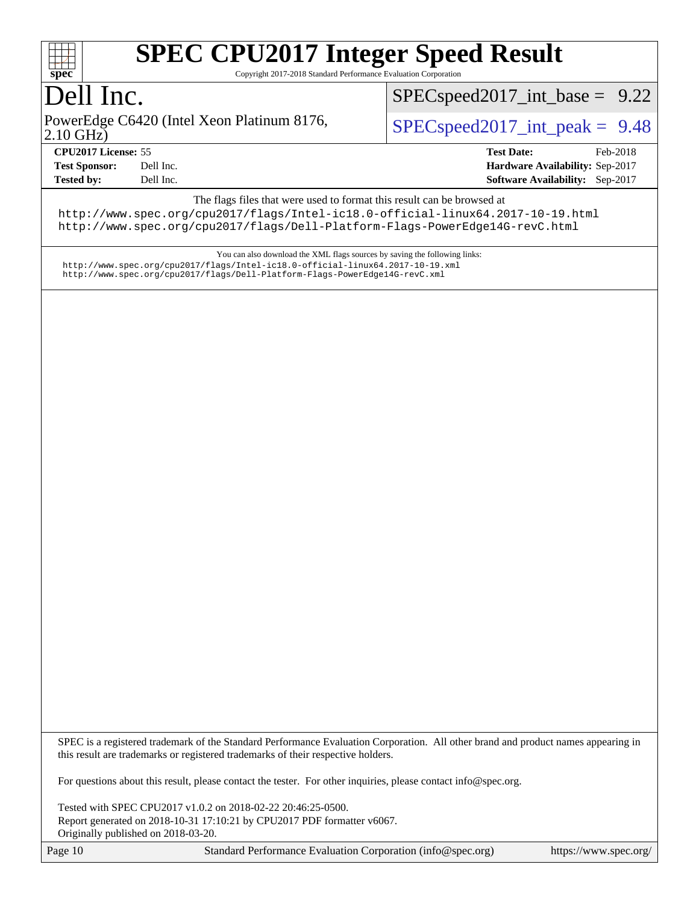# SPEC CPU2017 Integer Speed Result

Copyright 2017-2018 Standard Performance Evaluation Corporation

## Dell Inc.

PowerEdge C6420 (Intel Xeon Platinum 8176, 2.10 GHz)

SPECspeed2017_int_base = 9.22

SPECspeed2017_int_peak = 9.48

**CPU2017 License:** 55
**Test Sponsor:** Dell Inc.
**Tested by:** Dell Inc.

**Test Date:** Feb-2018
**Hardware Availability:** Sep-2017
**Software Availability:** Sep-2017

The flags files that were used to format this result can be browsed at

http://www.spec.org/cpu2017/flags/Intel-ic18.0-official-linux64.2017-10-19.html
http://www.spec.org/cpu2017/flags/Dell-Platform-Flags-PowerEdge14G-revC.html

You can also download the XML flags sources by saving the following links:

http://www.spec.org/cpu2017/flags/Intel-ic18.0-official-linux64.2017-10-19.xml
http://www.spec.org/cpu2017/flags/Dell-Platform-Flags-PowerEdge14G-revC.xml

SPEC is a registered trademark of the Standard Performance Evaluation Corporation. All other brand and product names appearing in this result are trademarks or registered trademarks of their respective holders.

For questions about this result, please contact the tester. For other inquiries, please contact info@spec.org.

Tested with SPEC CPU2017 v1.0.2 on 2018-02-22 20:46:25-0500.
Report generated on 2018-10-31 17:10:21 by CPU2017 PDF formatter v6067.
Originally published on 2018-03-20.